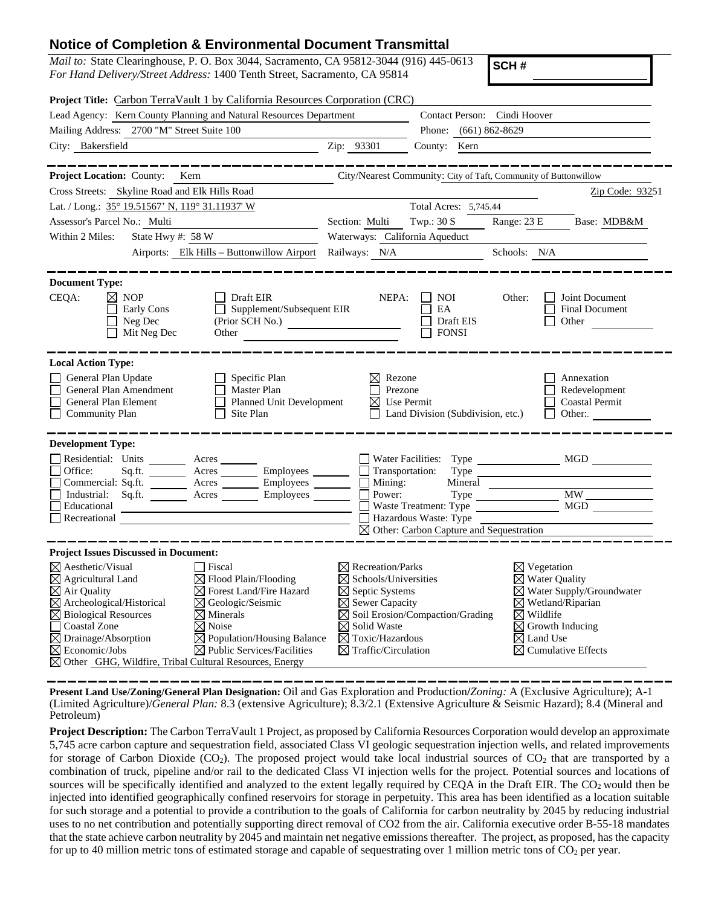# Notice of Completion & Environmental Document Transmittal

*Mail to:* State Clearinghouse, P. O. Box 3044, Sacramento, CA 95812-3044 (916) 445-0613
*For Hand Delivery/Street Address:* 1400 Tenth Street, Sacramento, CA 95814

**SCH #**

**Project Title:** Carbon TerraVault 1 by California Resources Corporation (CRC)

Lead Agency: Kern County Planning and Natural Resources Department — Contact Person: Cindi Hoover

Mailing Address: 2700 "M" Street Suite 100 — Phone: (661) 862-8629

City: Bakersfield — Zip: 93301 — County: Kern

---

**Project Location:** County: Kern — City/Nearest Community: City of Taft, Community of Buttonwillow

Cross Streets: Skyline Road and Elk Hills Road — Zip Code: 93251

Lat. / Long.: 35° 19.51567' N, 119° 31.11937' W — Total Acres: 5,745.44

Assessor's Parcel No.: Multi — Section: Multi — Twp.: 30 S — Range: 23 E — Base: MDB&M

Within 2 Miles: State Hwy #: 58 W — Waterways: California Aqueduct

Airports: Elk Hills – Buttonwillow Airport — Railways: N/A — Schools: N/A

---

**Document Type:**

CEQA:
- ☒ NOP
- ☐ Early Cons
- ☐ Neg Dec
- ☐ Mit Neg Dec
- ☐ Draft EIR
- ☐ Supplement/Subsequent EIR (Prior SCH No.)
- Other

NEPA:
- ☐ NOI
- ☐ EA
- ☐ Draft EIS
- ☐ FONSI

Other:
- ☐ Joint Document
- ☐ Final Document
- ☐ Other

---

**Local Action Type:**

- ☐ General Plan Update
- ☐ General Plan Amendment
- ☐ General Plan Element
- ☐ Community Plan
- ☐ Specific Plan
- ☐ Master Plan
- ☐ Planned Unit Development
- ☐ Site Plan
- ☒ Rezone
- ☐ Prezone
- ☒ Use Permit
- ☐ Land Division (Subdivision, etc.)
- ☐ Annexation
- ☐ Redevelopment
- ☐ Coastal Permit
- ☐ Other:

---

**Development Type:**

- ☐ Residential: Units ___ Acres ___
- ☐ Office: Sq.ft. ___ Acres ___ Employees ___
- ☐ Commercial: Sq.ft. ___ Acres ___ Employees ___
- ☐ Industrial: Sq.ft. ___ Acres ___ Employees ___
- ☐ Educational
- ☐ Recreational
- ☐ Water Facilities: Type ___ MGD ___
- ☐ Transportation: Type ___
- ☐ Mining: Mineral ___
- ☐ Power: Type ___ MW ___
- ☐ Waste Treatment: Type ___ MGD ___
- ☐ Hazardous Waste: Type ___
- ☒ Other: Carbon Capture and Sequestration

---

**Project Issues Discussed in Document:**

- ☒ Aesthetic/Visual
- ☒ Agricultural Land
- ☒ Air Quality
- ☒ Archeological/Historical
- ☒ Biological Resources
- ☐ Coastal Zone
- ☒ Drainage/Absorption
- ☒ Economic/Jobs
- ☐ Fiscal
- ☒ Flood Plain/Flooding
- ☒ Forest Land/Fire Hazard
- ☒ Geologic/Seismic
- ☒ Minerals
- ☒ Noise
- ☒ Population/Housing Balance
- ☒ Public Services/Facilities
- ☒ Recreation/Parks
- ☒ Schools/Universities
- ☒ Septic Systems
- ☒ Sewer Capacity
- ☒ Soil Erosion/Compaction/Grading
- ☒ Solid Waste
- ☒ Toxic/Hazardous
- ☒ Traffic/Circulation
- ☒ Vegetation
- ☒ Water Quality
- ☒ Water Supply/Groundwater
- ☒ Wetland/Riparian
- ☒ Wildlife
- ☒ Growth Inducing
- ☒ Land Use
- ☒ Cumulative Effects
- ☒ Other GHG, Wildfire, Tribal Cultural Resources, Energy

---

**Present Land Use/Zoning/General Plan Designation:** Oil and Gas Exploration and Production/*Zoning:* A (Exclusive Agriculture); A-1 (Limited Agriculture)/*General Plan:* 8.3 (extensive Agriculture); 8.3/2.1 (Extensive Agriculture & Seismic Hazard); 8.4 (Mineral and Petroleum)

**Project Description:** The Carbon TerraVault 1 Project, as proposed by California Resources Corporation would develop an approximate 5,745 acre carbon capture and sequestration field, associated Class VI geologic sequestration injection wells, and related improvements for storage of Carbon Dioxide ($CO_2$). The proposed project would take local industrial sources of $CO_2$ that are transported by a combination of truck, pipeline and/or rail to the dedicated Class VI injection wells for the project. Potential sources and locations of sources will be specifically identified and analyzed to the extent legally required by CEQA in the Draft EIR. The $CO_2$ would then be injected into identified geographically confined reservoirs for storage in perpetuity. This area has been identified as a location suitable for such storage and a potential to provide a contribution to the goals of California for carbon neutrality by 2045 by reducing industrial uses to no net contribution and potentially supporting direct removal of CO2 from the air. California executive order B-55-18 mandates that the state achieve carbon neutrality by 2045 and maintain net negative emissions thereafter. The project, as proposed, has the capacity for up to 40 million metric tons of estimated storage and capable of sequestrating over 1 million metric tons of $CO_2$ per year.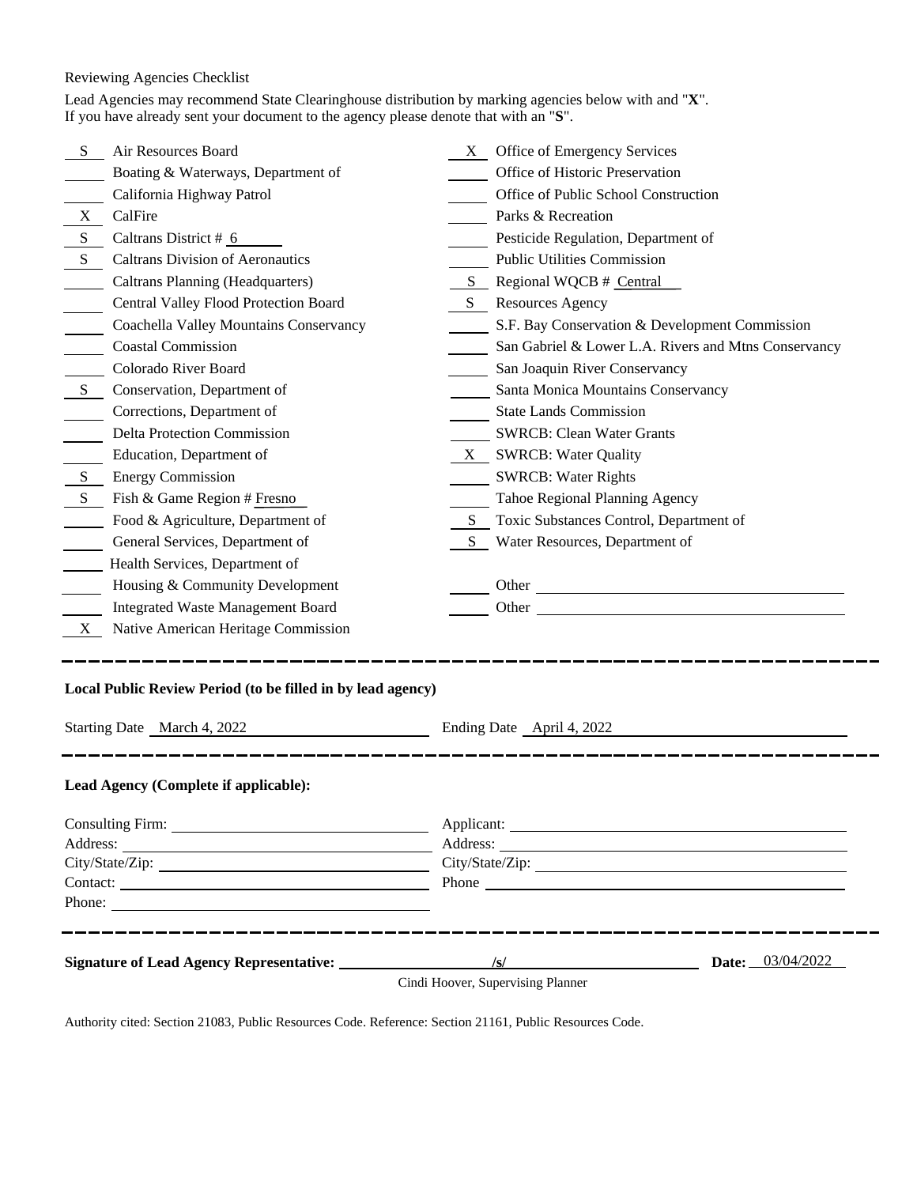Reviewing Agencies Checklist

Lead Agencies may recommend State Clearinghouse distribution by marking agencies below with and "**X**".
If you have already sent your document to the agency please denote that with an "**S**".

| | | | |
|---|---|---|---|
| S | Air Resources Board | X | Office of Emergency Services |
| | Boating & Waterways, Department of | | Office of Historic Preservation |
| | California Highway Patrol | | Office of Public School Construction |
| X | CalFire | | Parks & Recreation |
| S | Caltrans District # 6 | | Pesticide Regulation, Department of |
| S | Caltrans Division of Aeronautics | | Public Utilities Commission |
| | Caltrans Planning (Headquarters) | S | Regional WQCB # Central |
| | Central Valley Flood Protection Board | S | Resources Agency |
| | Coachella Valley Mountains Conservancy | | S.F. Bay Conservation & Development Commission |
| | Coastal Commission | | San Gabriel & Lower L.A. Rivers and Mtns Conservancy |
| | Colorado River Board | | San Joaquin River Conservancy |
| S | Conservation, Department of | | Santa Monica Mountains Conservancy |
| | Corrections, Department of | | State Lands Commission |
| | Delta Protection Commission | | SWRCB: Clean Water Grants |
| | Education, Department of | X | SWRCB: Water Quality |
| S | Energy Commission | | SWRCB: Water Rights |
| S | Fish & Game Region # Fresno | | Tahoe Regional Planning Agency |
| | Food & Agriculture, Department of | S | Toxic Substances Control, Department of |
| | General Services, Department of | S | Water Resources, Department of |
| | Health Services, Department of | | |
| | Housing & Community Development | | Other |
| | Integrated Waste Management Board | | Other |
| X | Native American Heritage Commission | | |

**Local Public Review Period (to be filled in by lead agency)**

Starting Date March 4, 2022 Ending Date April 4, 2022

**Lead Agency (Complete if applicable):**

Consulting Firm:
Address:
City/State/Zip:
Contact:
Phone:

Applicant:
Address:
City/State/Zip:
Phone

**Signature of Lead Agency Representative:** /s/ **Date:** 03/04/2022

Cindi Hoover, Supervising Planner

Authority cited: Section 21083, Public Resources Code. Reference: Section 21161, Public Resources Code.